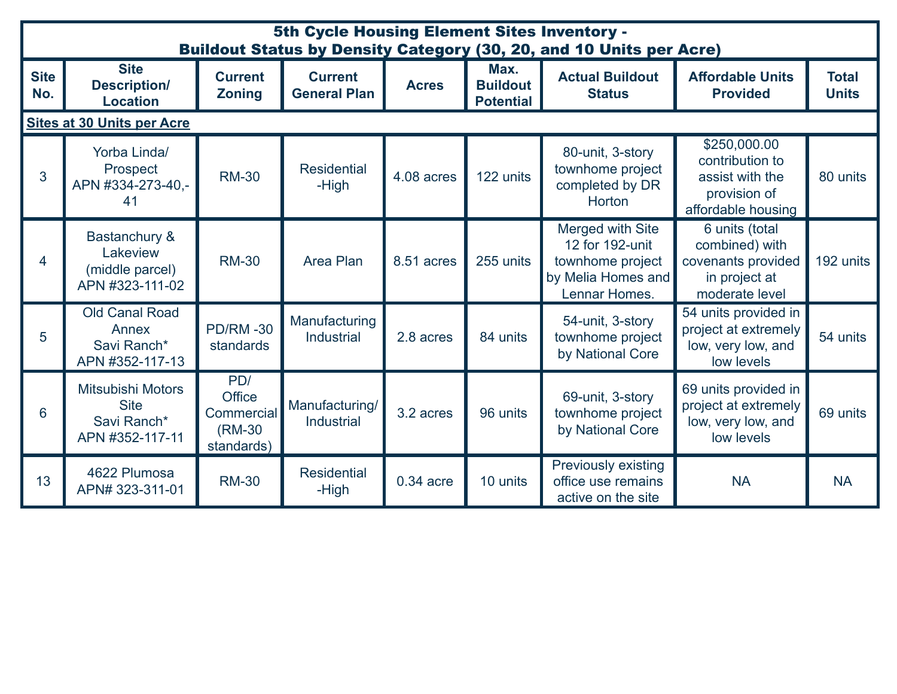| 5th Cycle Housing Element Sites Inventory - Buildout Status by Density Category (30, 20, and 10 Units per Acre) | | | | | | | | |
|---|---|---|---|---|---|---|---|---|
| **Site No.** | **Site Description/ Location** | **Current Zoning** | **Current General Plan** | **Acres** | **Max. Buildout Potential** | **Actual Buildout Status** | **Affordable Units Provided** | **Total Units** |
| **Sites at 30 Units per Acre** | | | | | | | | |
| 3 | Yorba Linda/ Prospect APN #334-273-40,-41 | RM-30 | Residential -High | 4.08 acres | 122 units | 80-unit, 3-story townhome project completed by DR Horton | $250,000.00 contribution to assist with the provision of affordable housing | 80 units |
| 4 | Bastanchury & Lakeview (middle parcel) APN #323-111-02 | RM-30 | Area Plan | 8.51 acres | 255 units | Merged with Site 12 for 192-unit townhome project by Melia Homes and Lennar Homes. | 6 units (total combined) with covenants provided in project at moderate level | 192 units |
| 5 | Old Canal Road Annex Savi Ranch* APN #352-117-13 | PD/RM -30 standards | Manufacturing Industrial | 2.8 acres | 84 units | 54-unit, 3-story townhome project by National Core | 54 units provided in project at extremely low, very low, and low levels | 54 units |
| 6 | Mitsubishi Motors Site Savi Ranch* APN #352-117-11 | PD/ Office Commercial (RM-30 standards) | Manufacturing/ Industrial | 3.2 acres | 96 units | 69-unit, 3-story townhome project by National Core | 69 units provided in project at extremely low, very low, and low levels | 69 units |
| 13 | 4622 Plumosa APN# 323-311-01 | RM-30 | Residential -High | 0.34 acre | 10 units | Previously existing office use remains active on the site | NA | NA |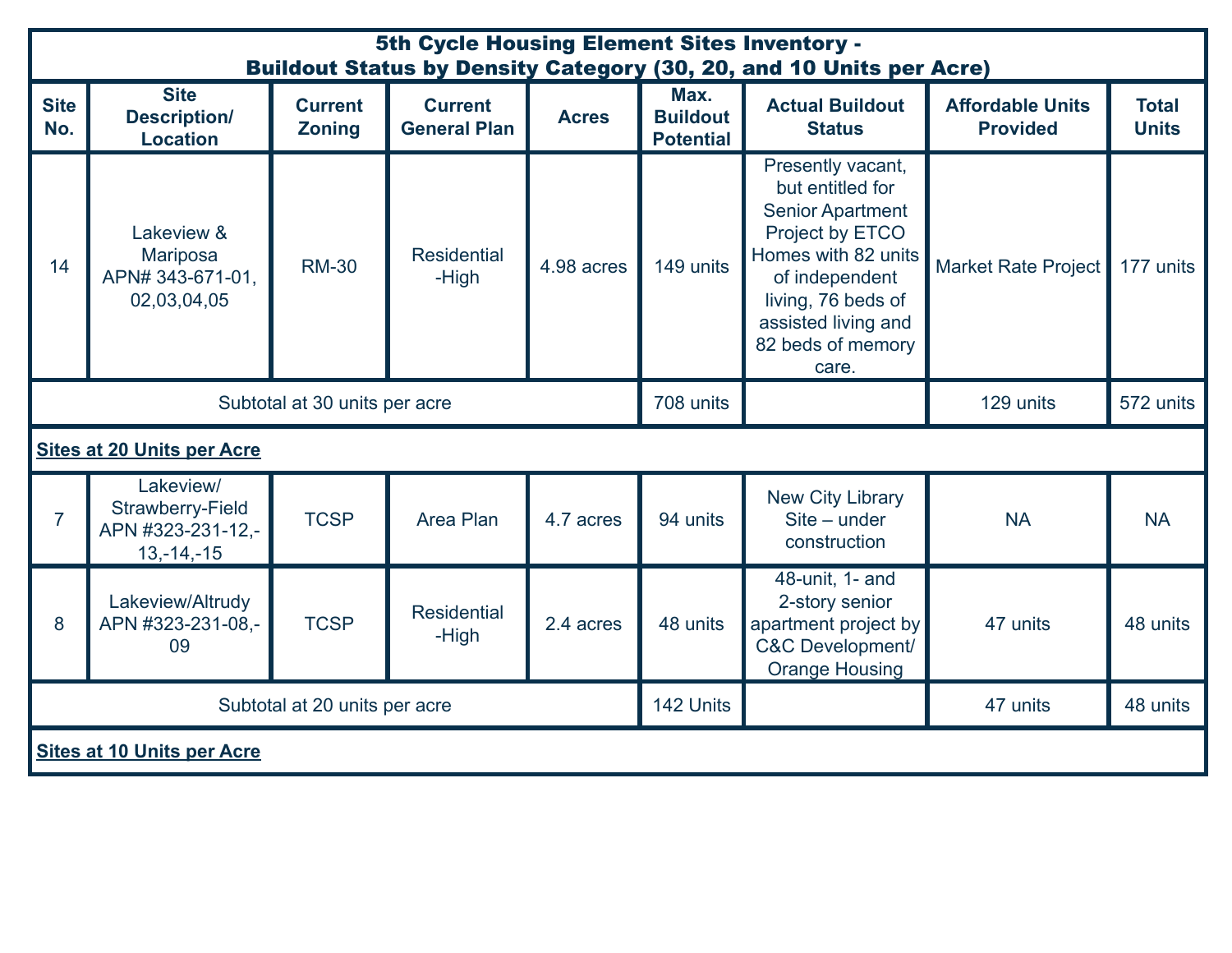| 5th Cycle Housing Element Sites Inventory - Buildout Status by Density Category (30, 20, and 10 Units per Acre) | | | | | | | | |
|---|---|---|---|---|---|---|---|---|
| **Site No.** | **Site Description/ Location** | **Current Zoning** | **Current General Plan** | **Acres** | **Max. Buildout Potential** | **Actual Buildout Status** | **Affordable Units Provided** | **Total Units** |
| 14 | Lakeview & Mariposa APN# 343-671-01, 02,03,04,05 | RM-30 | Residential -High | 4.98 acres | 149 units | Presently vacant, but entitled for Senior Apartment Project by ETCO Homes with 82 units of independent living, 76 beds of assisted living and 82 beds of memory care. | Market Rate Project | 177 units |
| Subtotal at 30 units per acre | | | | | 708 units | | 129 units | 572 units |
| **Sites at 20 Units per Acre** | | | | | | | | |
| 7 | Lakeview/ Strawberry-Field APN #323-231-12,-13,-14,-15 | TCSP | Area Plan | 4.7 acres | 94 units | New City Library Site – under construction | NA | NA |
| 8 | Lakeview/Altrudy APN #323-231-08,-09 | TCSP | Residential -High | 2.4 acres | 48 units | 48-unit, 1- and 2-story senior apartment project by C&C Development/ Orange Housing | 47 units | 48 units |
| Subtotal at 20 units per acre | | | | | 142 Units | | 47 units | 48 units |
| **Sites at 10 Units per Acre** | | | | | | | | |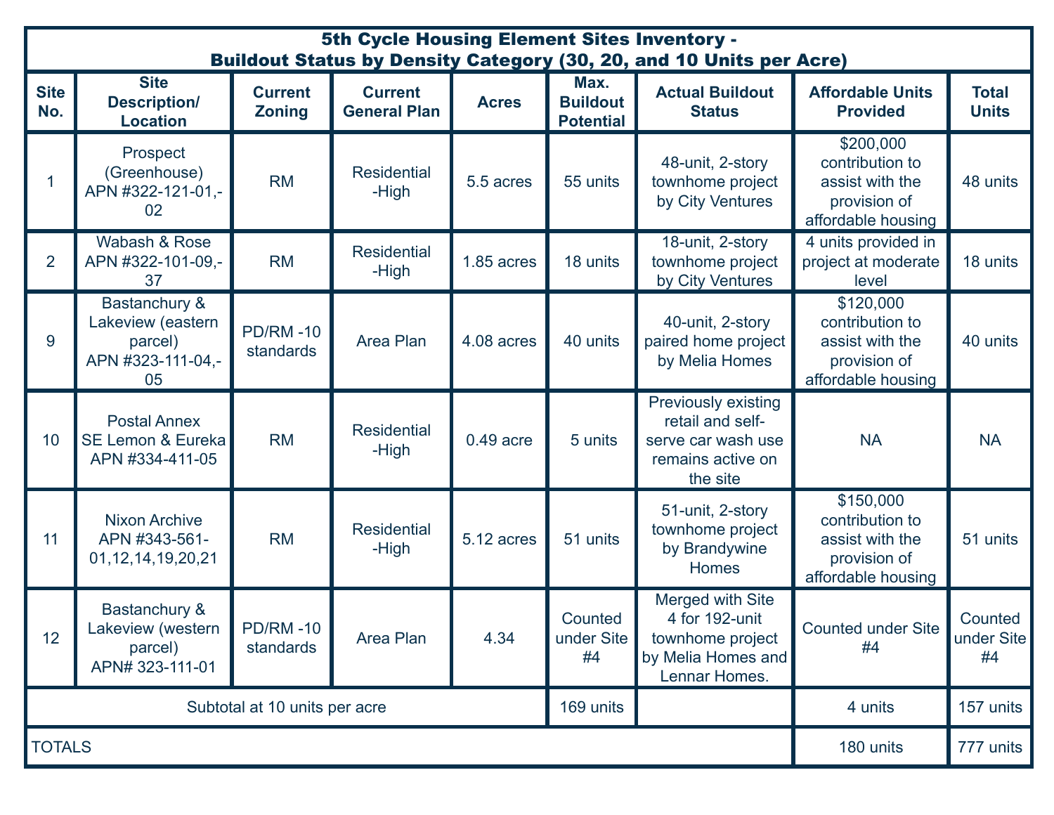| 5th Cycle Housing Element Sites Inventory - Buildout Status by Density Category (30, 20, and 10 Units per Acre) | | | | | | | | |
|---|---|---|---|---|---|---|---|---|
| Site No. | Site Description/ Location | Current Zoning | Current General Plan | Acres | Max. Buildout Potential | Actual Buildout Status | Affordable Units Provided | Total Units |
| 1 | Prospect (Greenhouse) APN #322-121-01,-02 | RM | Residential -High | 5.5 acres | 55 units | 48-unit, 2-story townhome project by City Ventures | $200,000 contribution to assist with the provision of affordable housing | 48 units |
| 2 | Wabash & Rose APN #322-101-09,-37 | RM | Residential -High | 1.85 acres | 18 units | 18-unit, 2-story townhome project by City Ventures | 4 units provided in project at moderate level | 18 units |
| 9 | Bastanchury & Lakeview (eastern parcel) APN #323-111-04,-05 | PD/RM -10 standards | Area Plan | 4.08 acres | 40 units | 40-unit, 2-story paired home project by Melia Homes | $120,000 contribution to assist with the provision of affordable housing | 40 units |
| 10 | Postal Annex SE Lemon & Eureka APN #334-411-05 | RM | Residential -High | 0.49 acre | 5 units | Previously existing retail and self-serve car wash use remains active on the site | NA | NA |
| 11 | Nixon Archive APN #343-561-01,12,14,19,20,21 | RM | Residential -High | 5.12 acres | 51 units | 51-unit, 2-story townhome project by Brandywine Homes | $150,000 contribution to assist with the provision of affordable housing | 51 units |
| 12 | Bastanchury & Lakeview (western parcel) APN# 323-111-01 | PD/RM -10 standards | Area Plan | 4.34 | Counted under Site #4 | Merged with Site 4 for 192-unit townhome project by Melia Homes and Lennar Homes. | Counted under Site #4 | Counted under Site #4 |
| Subtotal at 10 units per acre | | | | | 169 units | | 4 units | 157 units |
| TOTALS | | | | | | | 180 units | 777 units |